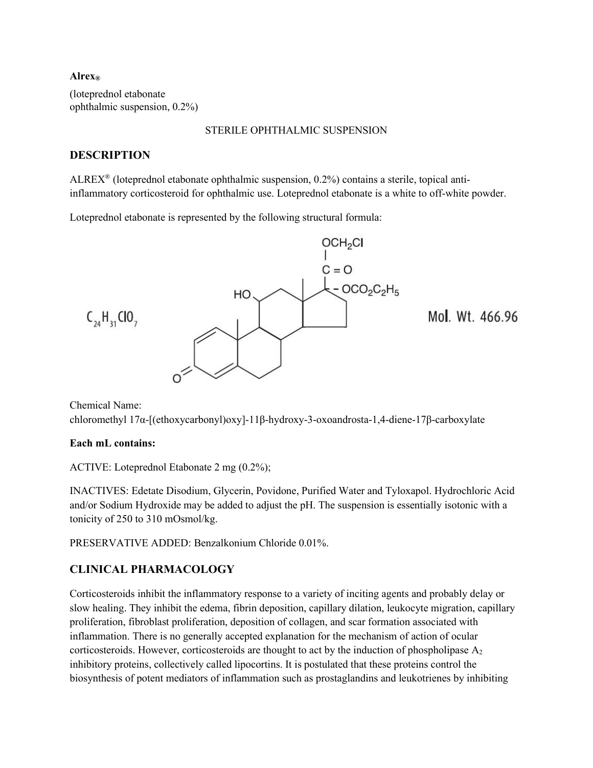**Alrex®**

(loteprednol etabonate
ophthalmic suspension, 0.2%)

STERILE OPHTHALMIC SUSPENSION

## DESCRIPTION

ALREX® (loteprednol etabonate ophthalmic suspension, 0.2%) contains a sterile, topical anti-inflammatory corticosteroid for ophthalmic use. Loteprednol etabonate is a white to off-white powder.

Loteprednol etabonate is represented by the following structural formula:

$C_{24}H_{31}ClO_7$ Mol. Wt. 466.96

Chemical Name:
chloromethyl 17α-[(ethoxycarbonyl)oxy]-11β-hydroxy-3-oxoandrosta-1,4-diene-17β-carboxylate

**Each mL contains:**

ACTIVE: Loteprednol Etabonate 2 mg (0.2%);

INACTIVES: Edetate Disodium, Glycerin, Povidone, Purified Water and Tyloxapol. Hydrochloric Acid and/or Sodium Hydroxide may be added to adjust the pH. The suspension is essentially isotonic with a tonicity of 250 to 310 mOsmol/kg.

PRESERVATIVE ADDED: Benzalkonium Chloride 0.01%.

## CLINICAL PHARMACOLOGY

Corticosteroids inhibit the inflammatory response to a variety of inciting agents and probably delay or slow healing. They inhibit the edema, fibrin deposition, capillary dilation, leukocyte migration, capillary proliferation, fibroblast proliferation, deposition of collagen, and scar formation associated with inflammation. There is no generally accepted explanation for the mechanism of action of ocular corticosteroids. However, corticosteroids are thought to act by the induction of phospholipase $A_2$ inhibitory proteins, collectively called lipocortins. It is postulated that these proteins control the biosynthesis of potent mediators of inflammation such as prostaglandins and leukotrienes by inhibiting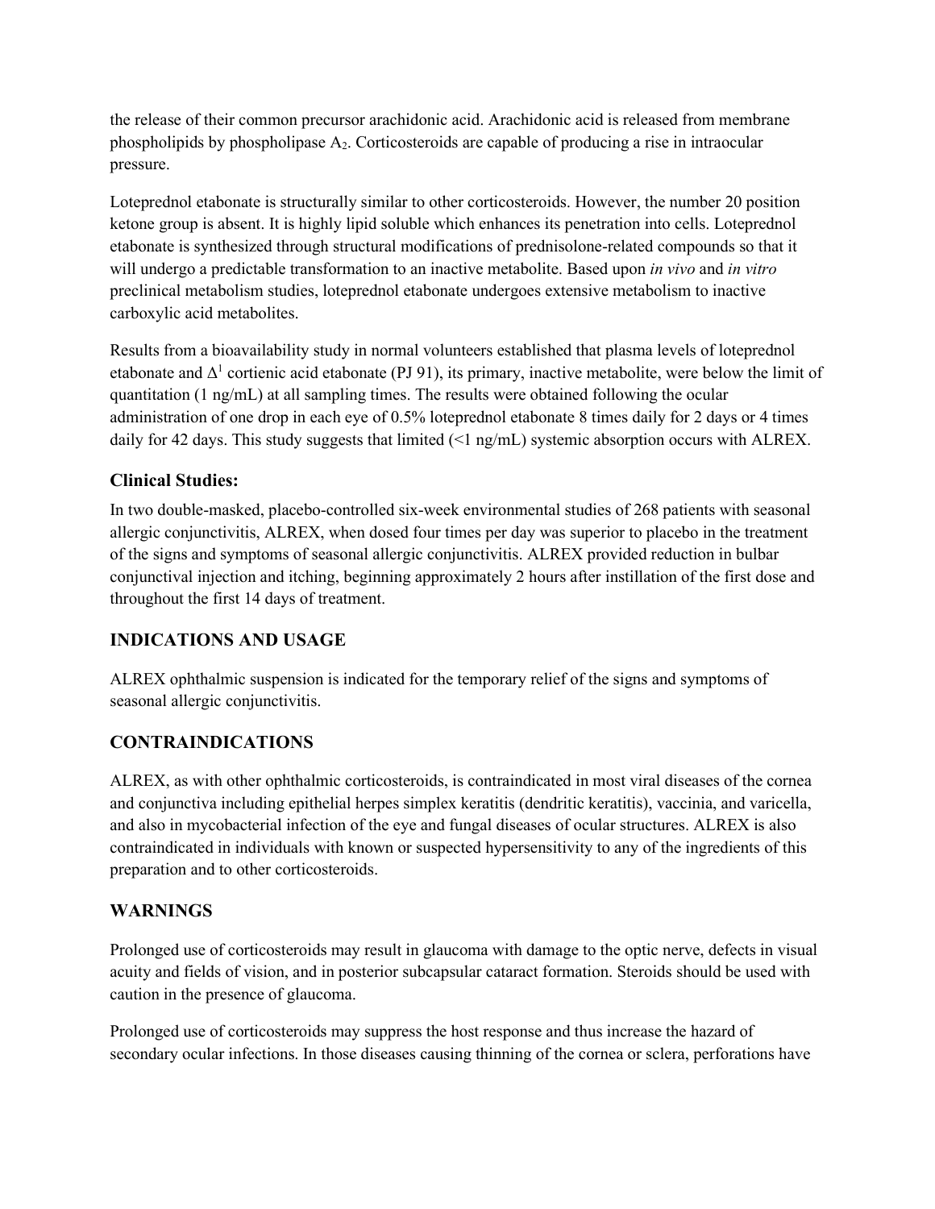the release of their common precursor arachidonic acid. Arachidonic acid is released from membrane phospholipids by phospholipase $A_2$. Corticosteroids are capable of producing a rise in intraocular pressure.

Loteprednol etabonate is structurally similar to other corticosteroids. However, the number 20 position ketone group is absent. It is highly lipid soluble which enhances its penetration into cells. Loteprednol etabonate is synthesized through structural modifications of prednisolone-related compounds so that it will undergo a predictable transformation to an inactive metabolite. Based upon *in vivo* and *in vitro* preclinical metabolism studies, loteprednol etabonate undergoes extensive metabolism to inactive carboxylic acid metabolites.

Results from a bioavailability study in normal volunteers established that plasma levels of loteprednol etabonate and $\Delta^1$ cortienic acid etabonate (PJ 91), its primary, inactive metabolite, were below the limit of quantitation (1 ng/mL) at all sampling times. The results were obtained following the ocular administration of one drop in each eye of 0.5% loteprednol etabonate 8 times daily for 2 days or 4 times daily for 42 days. This study suggests that limited (<1 ng/mL) systemic absorption occurs with ALREX.

### Clinical Studies:

In two double-masked, placebo-controlled six-week environmental studies of 268 patients with seasonal allergic conjunctivitis, ALREX, when dosed four times per day was superior to placebo in the treatment of the signs and symptoms of seasonal allergic conjunctivitis. ALREX provided reduction in bulbar conjunctival injection and itching, beginning approximately 2 hours after instillation of the first dose and throughout the first 14 days of treatment.

## INDICATIONS AND USAGE

ALREX ophthalmic suspension is indicated for the temporary relief of the signs and symptoms of seasonal allergic conjunctivitis.

## CONTRAINDICATIONS

ALREX, as with other ophthalmic corticosteroids, is contraindicated in most viral diseases of the cornea and conjunctiva including epithelial herpes simplex keratitis (dendritic keratitis), vaccinia, and varicella, and also in mycobacterial infection of the eye and fungal diseases of ocular structures. ALREX is also contraindicated in individuals with known or suspected hypersensitivity to any of the ingredients of this preparation and to other corticosteroids.

## WARNINGS

Prolonged use of corticosteroids may result in glaucoma with damage to the optic nerve, defects in visual acuity and fields of vision, and in posterior subcapsular cataract formation. Steroids should be used with caution in the presence of glaucoma.

Prolonged use of corticosteroids may suppress the host response and thus increase the hazard of secondary ocular infections. In those diseases causing thinning of the cornea or sclera, perforations have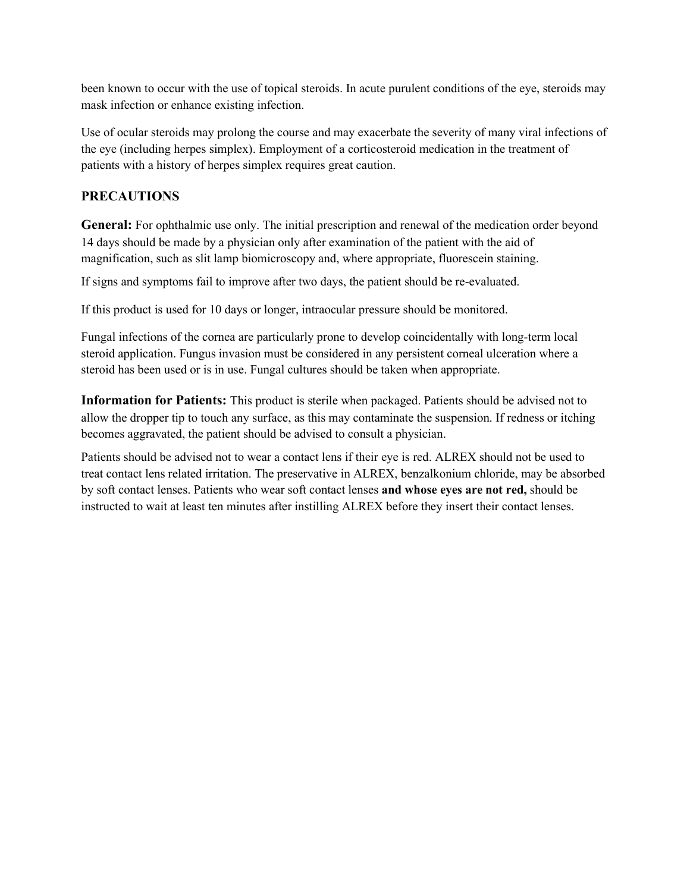been known to occur with the use of topical steroids. In acute purulent conditions of the eye, steroids may mask infection or enhance existing infection.

Use of ocular steroids may prolong the course and may exacerbate the severity of many viral infections of the eye (including herpes simplex). Employment of a corticosteroid medication in the treatment of patients with a history of herpes simplex requires great caution.

## PRECAUTIONS

**General:** For ophthalmic use only. The initial prescription and renewal of the medication order beyond 14 days should be made by a physician only after examination of the patient with the aid of magnification, such as slit lamp biomicroscopy and, where appropriate, fluorescein staining.

If signs and symptoms fail to improve after two days, the patient should be re-evaluated.

If this product is used for 10 days or longer, intraocular pressure should be monitored.

Fungal infections of the cornea are particularly prone to develop coincidentally with long-term local steroid application. Fungus invasion must be considered in any persistent corneal ulceration where a steroid has been used or is in use. Fungal cultures should be taken when appropriate.

**Information for Patients:** This product is sterile when packaged. Patients should be advised not to allow the dropper tip to touch any surface, as this may contaminate the suspension. If redness or itching becomes aggravated, the patient should be advised to consult a physician.

Patients should be advised not to wear a contact lens if their eye is red. ALREX should not be used to treat contact lens related irritation. The preservative in ALREX, benzalkonium chloride, may be absorbed by soft contact lenses. Patients who wear soft contact lenses **and whose eyes are not red,** should be instructed to wait at least ten minutes after instilling ALREX before they insert their contact lenses.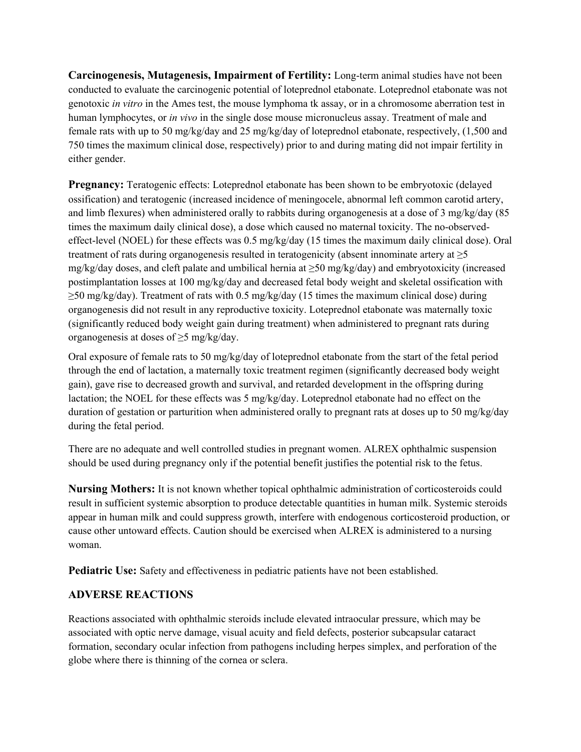**Carcinogenesis, Mutagenesis, Impairment of Fertility:** Long-term animal studies have not been conducted to evaluate the carcinogenic potential of loteprednol etabonate. Loteprednol etabonate was not genotoxic *in vitro* in the Ames test, the mouse lymphoma tk assay, or in a chromosome aberration test in human lymphocytes, or *in vivo* in the single dose mouse micronucleus assay. Treatment of male and female rats with up to 50 mg/kg/day and 25 mg/kg/day of loteprednol etabonate, respectively, (1,500 and 750 times the maximum clinical dose, respectively) prior to and during mating did not impair fertility in either gender.

**Pregnancy:** Teratogenic effects: Loteprednol etabonate has been shown to be embryotoxic (delayed ossification) and teratogenic (increased incidence of meningocele, abnormal left common carotid artery, and limb flexures) when administered orally to rabbits during organogenesis at a dose of 3 mg/kg/day (85 times the maximum daily clinical dose), a dose which caused no maternal toxicity. The no-observed-effect-level (NOEL) for these effects was 0.5 mg/kg/day (15 times the maximum daily clinical dose). Oral treatment of rats during organogenesis resulted in teratogenicity (absent innominate artery at ≥5 mg/kg/day doses, and cleft palate and umbilical hernia at ≥50 mg/kg/day) and embryotoxicity (increased postimplantation losses at 100 mg/kg/day and decreased fetal body weight and skeletal ossification with ≥50 mg/kg/day). Treatment of rats with 0.5 mg/kg/day (15 times the maximum clinical dose) during organogenesis did not result in any reproductive toxicity. Loteprednol etabonate was maternally toxic (significantly reduced body weight gain during treatment) when administered to pregnant rats during organogenesis at doses of ≥5 mg/kg/day.

Oral exposure of female rats to 50 mg/kg/day of loteprednol etabonate from the start of the fetal period through the end of lactation, a maternally toxic treatment regimen (significantly decreased body weight gain), gave rise to decreased growth and survival, and retarded development in the offspring during lactation; the NOEL for these effects was 5 mg/kg/day. Loteprednol etabonate had no effect on the duration of gestation or parturition when administered orally to pregnant rats at doses up to 50 mg/kg/day during the fetal period.

There are no adequate and well controlled studies in pregnant women. ALREX ophthalmic suspension should be used during pregnancy only if the potential benefit justifies the potential risk to the fetus.

**Nursing Mothers:** It is not known whether topical ophthalmic administration of corticosteroids could result in sufficient systemic absorption to produce detectable quantities in human milk. Systemic steroids appear in human milk and could suppress growth, interfere with endogenous corticosteroid production, or cause other untoward effects. Caution should be exercised when ALREX is administered to a nursing woman.

**Pediatric Use:** Safety and effectiveness in pediatric patients have not been established.

## ADVERSE REACTIONS

Reactions associated with ophthalmic steroids include elevated intraocular pressure, which may be associated with optic nerve damage, visual acuity and field defects, posterior subcapsular cataract formation, secondary ocular infection from pathogens including herpes simplex, and perforation of the globe where there is thinning of the cornea or sclera.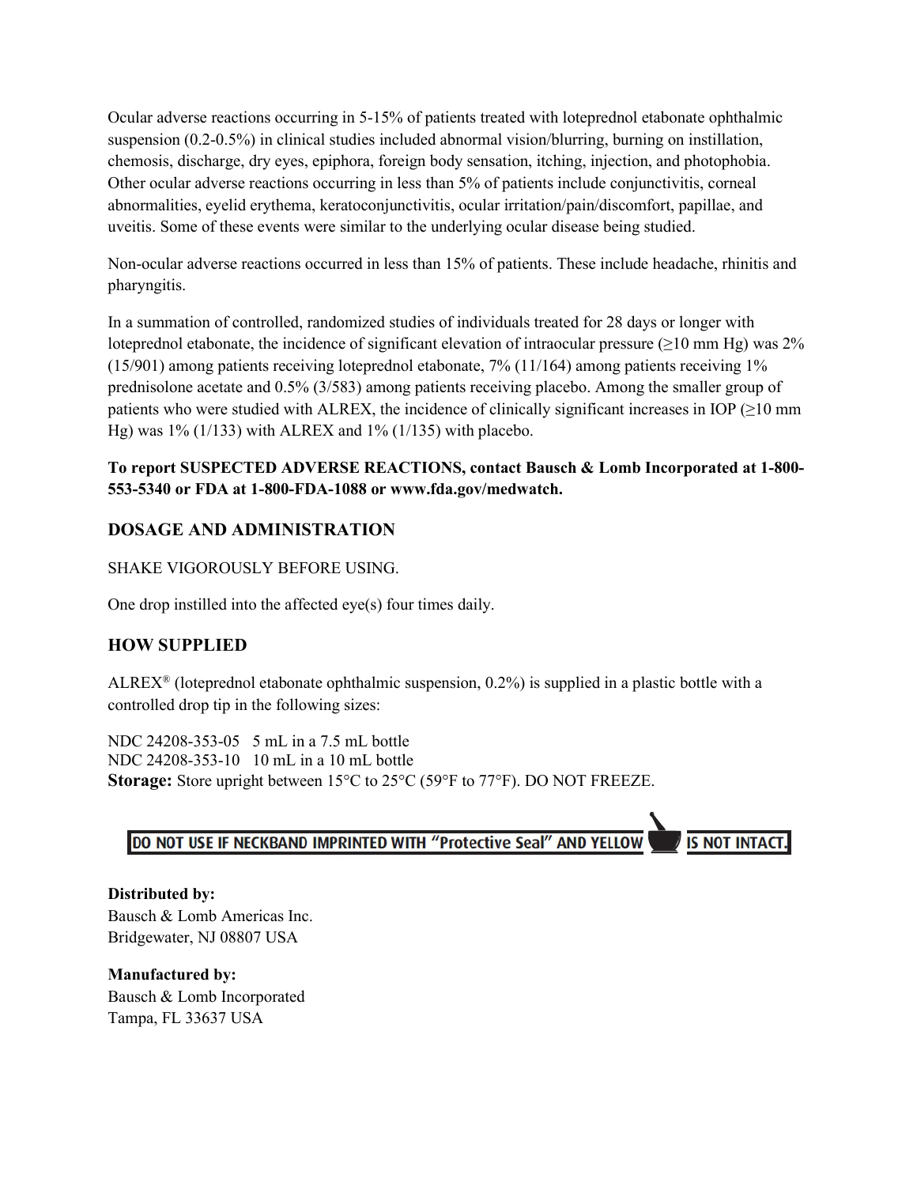Ocular adverse reactions occurring in 5-15% of patients treated with loteprednol etabonate ophthalmic suspension (0.2-0.5%) in clinical studies included abnormal vision/blurring, burning on instillation, chemosis, discharge, dry eyes, epiphora, foreign body sensation, itching, injection, and photophobia. Other ocular adverse reactions occurring in less than 5% of patients include conjunctivitis, corneal abnormalities, eyelid erythema, keratoconjunctivitis, ocular irritation/pain/discomfort, papillae, and uveitis. Some of these events were similar to the underlying ocular disease being studied.

Non-ocular adverse reactions occurred in less than 15% of patients. These include headache, rhinitis and pharyngitis.

In a summation of controlled, randomized studies of individuals treated for 28 days or longer with loteprednol etabonate, the incidence of significant elevation of intraocular pressure (≥10 mm Hg) was 2% (15/901) among patients receiving loteprednol etabonate, 7% (11/164) among patients receiving 1% prednisolone acetate and 0.5% (3/583) among patients receiving placebo. Among the smaller group of patients who were studied with ALREX, the incidence of clinically significant increases in IOP (≥10 mm Hg) was 1% (1/133) with ALREX and 1% (1/135) with placebo.

**To report SUSPECTED ADVERSE REACTIONS, contact Bausch & Lomb Incorporated at 1-800-553-5340 or FDA at 1-800-FDA-1088 or www.fda.gov/medwatch.**

## DOSAGE AND ADMINISTRATION

SHAKE VIGOROUSLY BEFORE USING.

One drop instilled into the affected eye(s) four times daily.

## HOW SUPPLIED

ALREX® (loteprednol etabonate ophthalmic suspension, 0.2%) is supplied in a plastic bottle with a controlled drop tip in the following sizes:

NDC 24208-353-05   5 mL in a 7.5 mL bottle
NDC 24208-353-10   10 mL in a 10 mL bottle

**Storage:** Store upright between 15°C to 25°C (59°F to 77°F). DO NOT FREEZE.

**DO NOT USE IF NECKBAND IMPRINTED WITH "Protective Seal" AND YELLOW IS NOT INTACT.**

**Distributed by:**
Bausch & Lomb Americas Inc.
Bridgewater, NJ 08807 USA

**Manufactured by:**
Bausch & Lomb Incorporated
Tampa, FL 33637 USA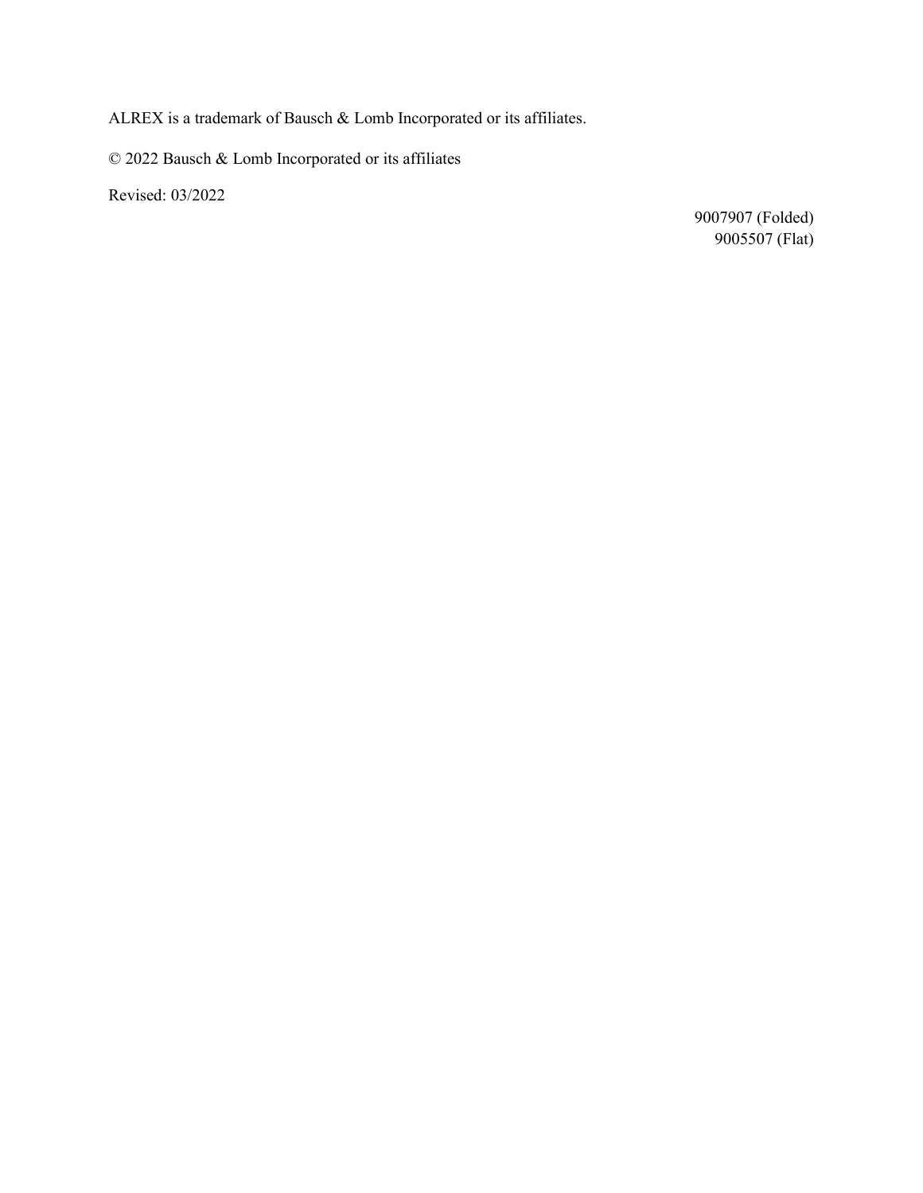ALREX is a trademark of Bausch & Lomb Incorporated or its affiliates.

© 2022 Bausch & Lomb Incorporated or its affiliates

Revised: 03/2022

9007907 (Folded)
9005507 (Flat)